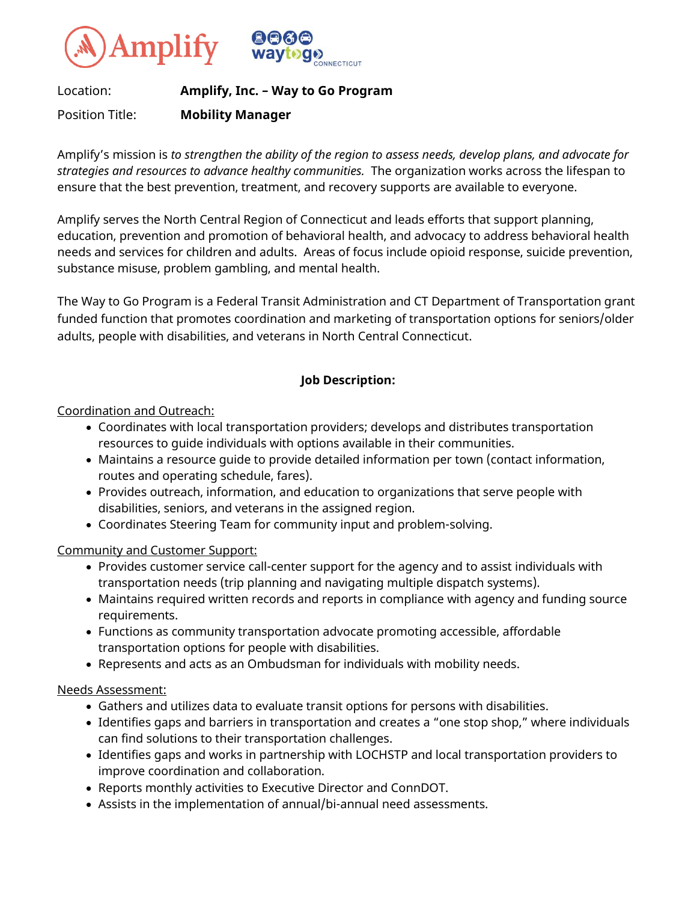Location: **Amplify, Inc. – Way to Go Program**

Position Title: **Mobility Manager**

Amplify's mission is *to strengthen the ability of the region to assess needs, develop plans, and advocate for strategies and resources to advance healthy communities.* The organization works across the lifespan to ensure that the best prevention, treatment, and recovery supports are available to everyone.

Amplify serves the North Central Region of Connecticut and leads efforts that support planning, education, prevention and promotion of behavioral health, and advocacy to address behavioral health needs and services for children and adults. Areas of focus include opioid response, suicide prevention, substance misuse, problem gambling, and mental health.

The Way to Go Program is a Federal Transit Administration and CT Department of Transportation grant funded function that promotes coordination and marketing of transportation options for seniors/older adults, people with disabilities, and veterans in North Central Connecticut.

## Job Description:

Coordination and Outreach:

- Coordinates with local transportation providers; develops and distributes transportation resources to guide individuals with options available in their communities.
- Maintains a resource guide to provide detailed information per town (contact information, routes and operating schedule, fares).
- Provides outreach, information, and education to organizations that serve people with disabilities, seniors, and veterans in the assigned region.
- Coordinates Steering Team for community input and problem-solving.

Community and Customer Support:

- Provides customer service call-center support for the agency and to assist individuals with transportation needs (trip planning and navigating multiple dispatch systems).
- Maintains required written records and reports in compliance with agency and funding source requirements.
- Functions as community transportation advocate promoting accessible, affordable transportation options for people with disabilities.
- Represents and acts as an Ombudsman for individuals with mobility needs.

Needs Assessment:

- Gathers and utilizes data to evaluate transit options for persons with disabilities.
- Identifies gaps and barriers in transportation and creates a "one stop shop," where individuals can find solutions to their transportation challenges.
- Identifies gaps and works in partnership with LOCHSTP and local transportation providers to improve coordination and collaboration.
- Reports monthly activities to Executive Director and ConnDOT.
- Assists in the implementation of annual/bi-annual need assessments.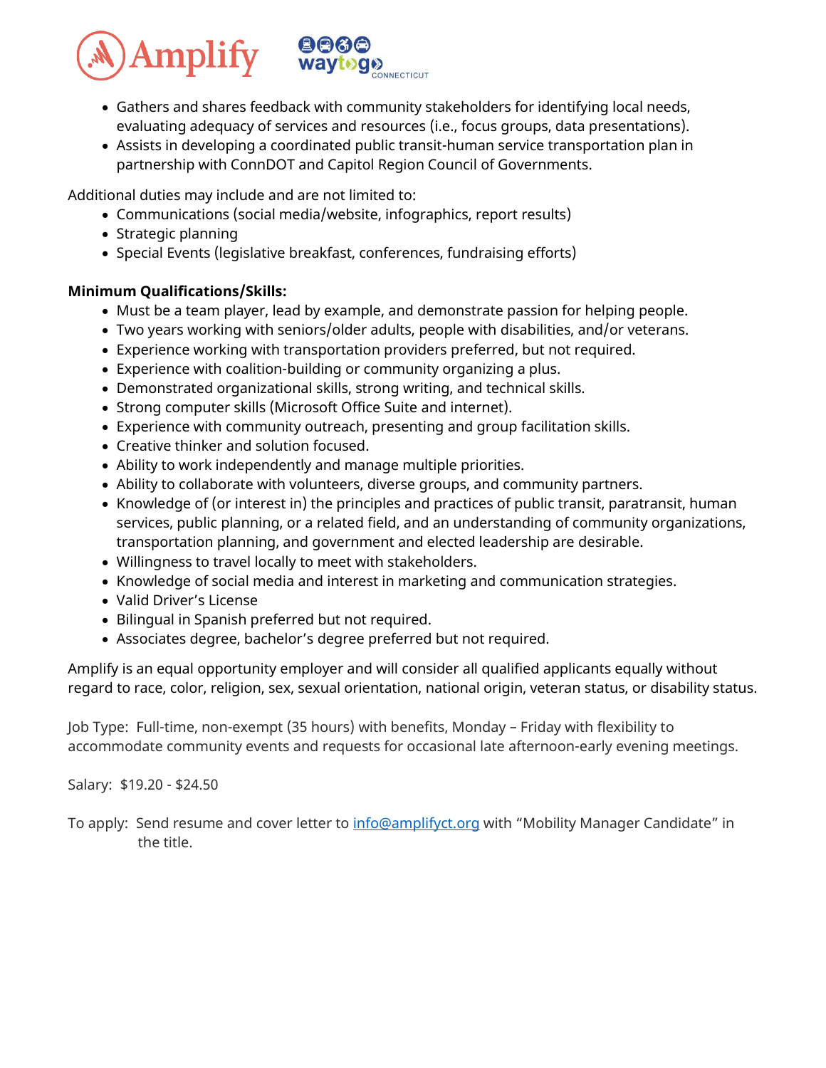- Gathers and shares feedback with community stakeholders for identifying local needs, evaluating adequacy of services and resources (i.e., focus groups, data presentations).
- Assists in developing a coordinated public transit-human service transportation plan in partnership with ConnDOT and Capitol Region Council of Governments.

Additional duties may include and are not limited to:

- Communications (social media/website, infographics, report results)
- Strategic planning
- Special Events (legislative breakfast, conferences, fundraising efforts)

**Minimum Qualifications/Skills:**

- Must be a team player, lead by example, and demonstrate passion for helping people.
- Two years working with seniors/older adults, people with disabilities, and/or veterans.
- Experience working with transportation providers preferred, but not required.
- Experience with coalition-building or community organizing a plus.
- Demonstrated organizational skills, strong writing, and technical skills.
- Strong computer skills (Microsoft Office Suite and internet).
- Experience with community outreach, presenting and group facilitation skills.
- Creative thinker and solution focused.
- Ability to work independently and manage multiple priorities.
- Ability to collaborate with volunteers, diverse groups, and community partners.
- Knowledge of (or interest in) the principles and practices of public transit, paratransit, human services, public planning, or a related field, and an understanding of community organizations, transportation planning, and government and elected leadership are desirable.
- Willingness to travel locally to meet with stakeholders.
- Knowledge of social media and interest in marketing and communication strategies.
- Valid Driver's License
- Bilingual in Spanish preferred but not required.
- Associates degree, bachelor's degree preferred but not required.

Amplify is an equal opportunity employer and will consider all qualified applicants equally without regard to race, color, religion, sex, sexual orientation, national origin, veteran status, or disability status.

Job Type: Full-time, non-exempt (35 hours) with benefits, Monday – Friday with flexibility to accommodate community events and requests for occasional late afternoon-early evening meetings.

Salary: $19.20 - $24.50

To apply: Send resume and cover letter to info@amplifyct.org with "Mobility Manager Candidate" in the title.